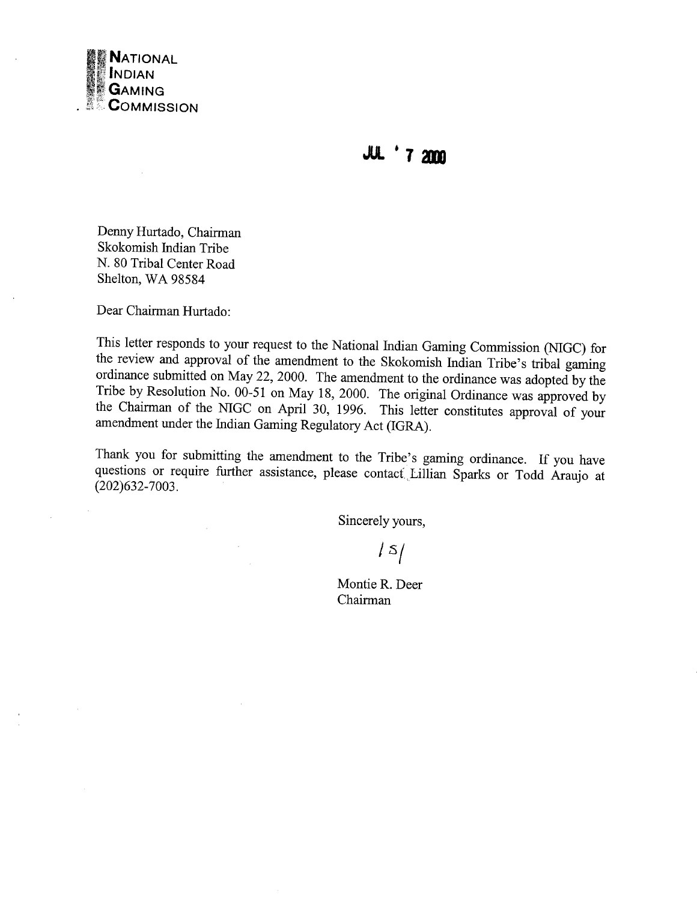**NATIONAL INDIAN GAMING COMMISSION**

JUL 7 2000

Denny Hurtado, Chairman
Skokomish Indian Tribe
N. 80 Tribal Center Road
Shelton, WA 98584

Dear Chairman Hurtado:

This letter responds to your request to the National Indian Gaming Commission (NIGC) for the review and approval of the amendment to the Skokomish Indian Tribe's tribal gaming ordinance submitted on May 22, 2000. The amendment to the ordinance was adopted by the Tribe by Resolution No. 00-51 on May 18, 2000. The original Ordinance was approved by the Chairman of the NIGC on April 30, 1996. This letter constitutes approval of your amendment under the Indian Gaming Regulatory Act (IGRA).

Thank you for submitting the amendment to the Tribe's gaming ordinance. If you have questions or require further assistance, please contact Lillian Sparks or Todd Araujo at (202)632-7003.

Sincerely yours,

/S/

Montie R. Deer
Chairman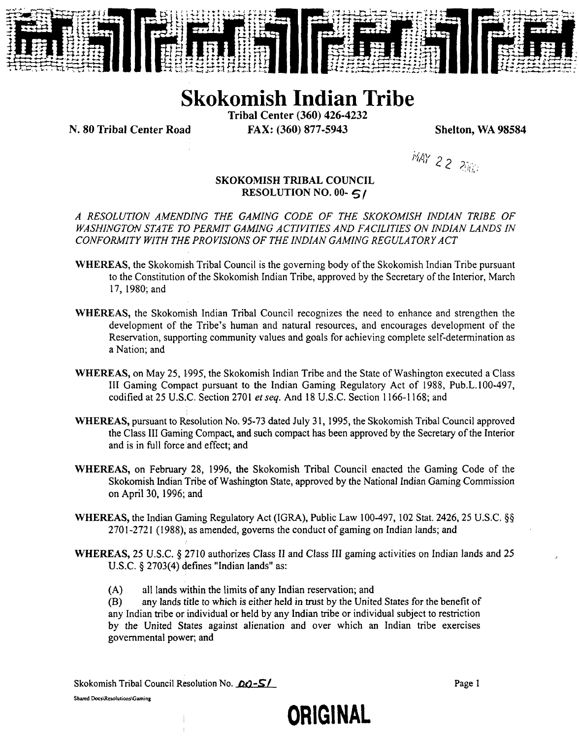# Skokomish Indian Tribe

**Tribal Center (360) 426-4232**

**N. 80 Tribal Center Road** **FAX: (360) 877-5943** **Shelton, WA 98584**

MAY 22 2000

## SKOKOMISH TRIBAL COUNCIL RESOLUTION NO. 00- 51

*A RESOLUTION AMENDING THE GAMING CODE OF THE SKOKOMISH INDIAN TRIBE OF WASHINGTON STATE TO PERMIT GAMING ACTIVITIES AND FACILITIES ON INDIAN LANDS IN CONFORMITY WITH THE PROVISIONS OF THE INDIAN GAMING REGULATORY ACT*

**WHEREAS,** the Skokomish Tribal Council is the governing body of the Skokomish Indian Tribe pursuant to the Constitution of the Skokomish Indian Tribe, approved by the Secretary of the Interior, March 17, 1980; and

**WHEREAS,** the Skokomish Indian Tribal Council recognizes the need to enhance and strengthen the development of the Tribe's human and natural resources, and encourages development of the Reservation, supporting community values and goals for achieving complete self-determination as a Nation; and

**WHEREAS,** on May 25, 1995, the Skokomish Indian Tribe and the State of Washington executed a Class III Gaming Compact pursuant to the Indian Gaming Regulatory Act of 1988, Pub.L.100-497, codified at 25 U.S.C. Section 2701 *et seq.* And 18 U.S.C. Section 1166-1168; and

**WHEREAS,** pursuant to Resolution No. 95-73 dated July 31, 1995, the Skokomish Tribal Council approved the Class III Gaming Compact, and such compact has been approved by the Secretary of the Interior and is in full force and effect; and

**WHEREAS,** on February 28, 1996, the Skokomish Tribal Council enacted the Gaming Code of the Skokomish Indian Tribe of Washington State, approved by the National Indian Gaming Commission on April 30, 1996; and

**WHEREAS,** the Indian Gaming Regulatory Act (IGRA), Public Law 100-497, 102 Stat. 2426, 25 U.S.C. §§ 2701-2721 (1988), as amended, governs the conduct of gaming on Indian lands; and

**WHEREAS,** 25 U.S.C. § 2710 authorizes Class II and Class III gaming activities on Indian lands and 25 U.S.C. § 2703(4) defines "Indian lands" as:

(A) all lands within the limits of any Indian reservation; and

(B) any lands title to which is either held in trust by the United States for the benefit of any Indian tribe or individual or held by any Indian tribe or individual subject to restriction by the United States against alienation and over which an Indian tribe exercises governmental power; and

Skokomish Tribal Council Resolution No. 00-51

Shared Docs\Resolutions\Gaming

**ORIGINAL**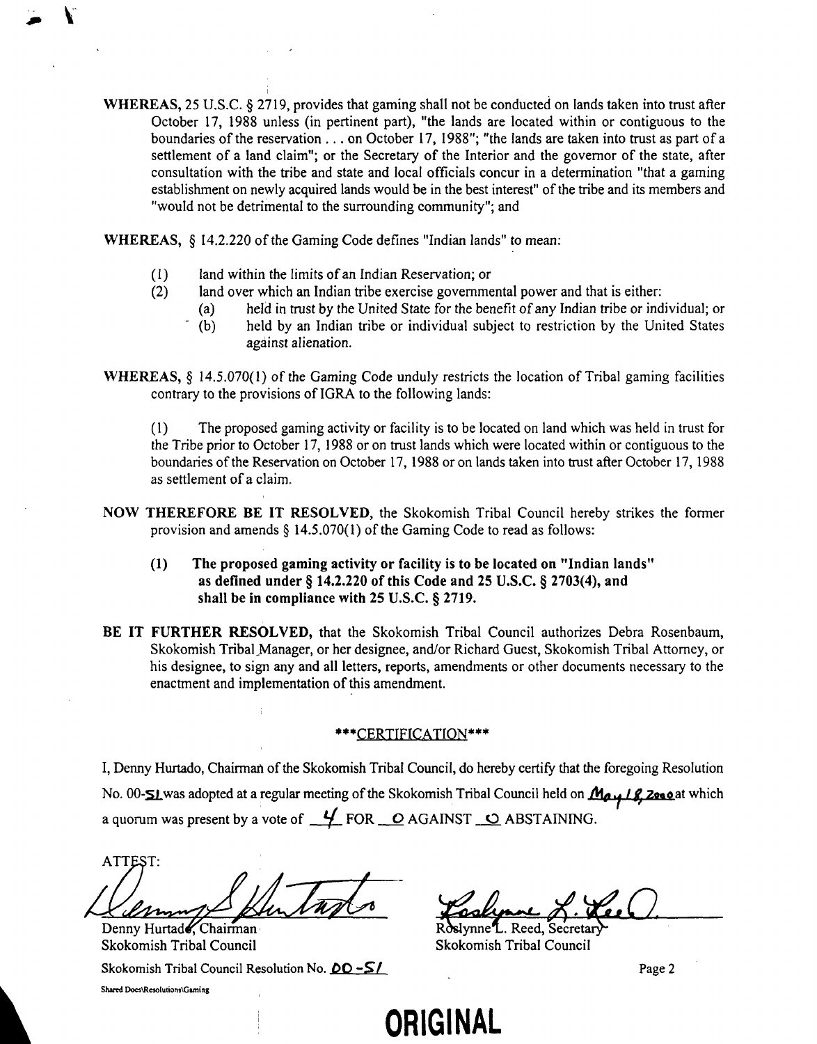**WHEREAS,** 25 U.S.C. § 2719, provides that gaming shall not be conducted on lands taken into trust after October 17, 1988 unless (in pertinent part), "the lands are located within or contiguous to the boundaries of the reservation . . . on October 17, 1988"; "the lands are taken into trust as part of a settlement of a land claim"; or the Secretary of the Interior and the governor of the state, after consultation with the tribe and state and local officials concur in a determination "that a gaming establishment on newly acquired lands would be in the best interest" of the tribe and its members and "would not be detrimental to the surrounding community"; and

**WHEREAS,** § 14.2.220 of the Gaming Code defines "Indian lands" to mean:

(1) land within the limits of an Indian Reservation; or
(2) land over which an Indian tribe exercise governmental power and that is either:
  (a) held in trust by the United State for the benefit of any Indian tribe or individual; or
  (b) held by an Indian tribe or individual subject to restriction by the United States against alienation.

**WHEREAS,** § 14.5.070(1) of the Gaming Code unduly restricts the location of Tribal gaming facilities contrary to the provisions of IGRA to the following lands:

(1) The proposed gaming activity or facility is to be located on land which was held in trust for the Tribe prior to October 17, 1988 or on trust lands which were located within or contiguous to the boundaries of the Reservation on October 17, 1988 or on lands taken into trust after October 17, 1988 as settlement of a claim.

**NOW THEREFORE BE IT RESOLVED,** the Skokomish Tribal Council hereby strikes the former provision and amends § 14.5.070(1) of the Gaming Code to read as follows:

**(1) The proposed gaming activity or facility is to be located on "Indian lands" as defined under § 14.2.220 of this Code and 25 U.S.C. § 2703(4), and shall be in compliance with 25 U.S.C. § 2719.**

**BE IT FURTHER RESOLVED,** that the Skokomish Tribal Council authorizes Debra Rosenbaum, Skokomish Tribal Manager, or her designee, and/or Richard Guest, Skokomish Tribal Attorney, or his designee, to sign any and all letters, reports, amendments or other documents necessary to the enactment and implementation of this amendment.

***CERTIFICATION***

I, Denny Hurtado, Chairman of the Skokomish Tribal Council, do hereby certify that the foregoing Resolution No. 00-51 was adopted at a regular meeting of the Skokomish Tribal Council held on May 18, 2000 at which a quorum was present by a vote of 4 FOR 0 AGAINST 0 ABSTAINING.

ATTEST:

Denny Hurtado, Chairman
Skokomish Tribal Council

Roslynne L. Reed, Secretary
Skokomish Tribal Council

Skokomish Tribal Council Resolution No. 00-51

Shared Docs\Resolutions\Gaming

**ORIGINAL**